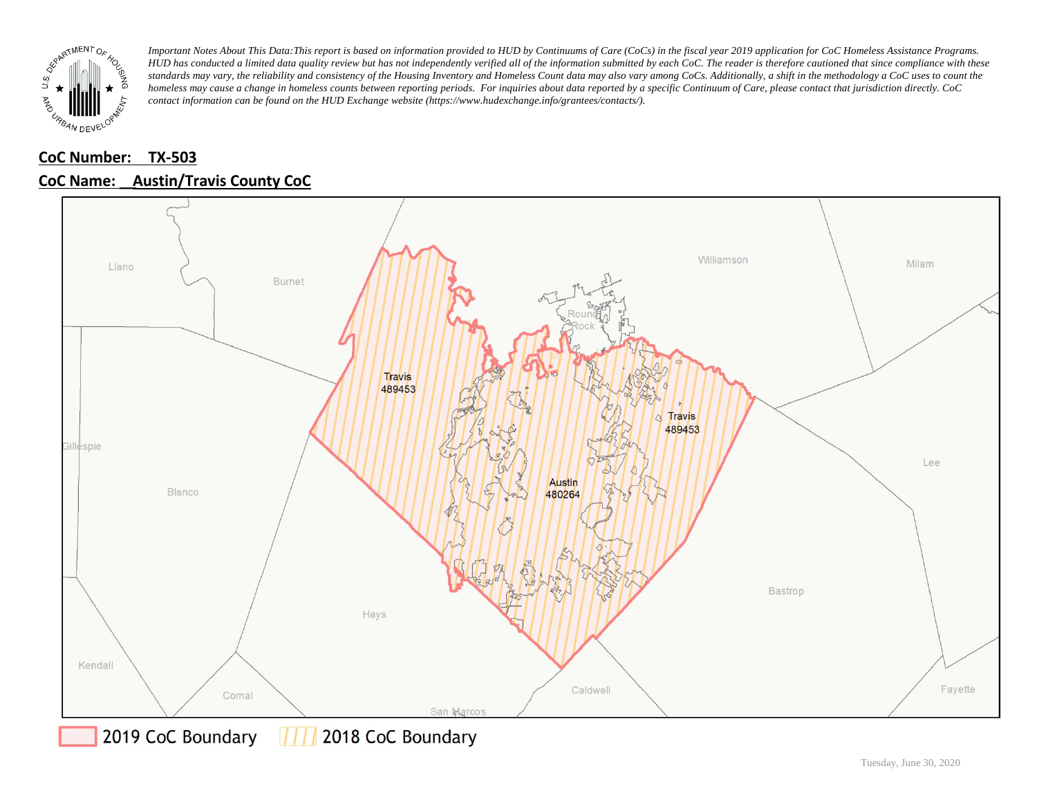*Important Notes About This Data:This report is based on information provided to HUD by Continuums of Care (CoCs) in the fiscal year 2019 application for CoC Homeless Assistance Programs. HUD has conducted a limited data quality review but has not independently verified all of the information submitted by each CoC. The reader is therefore cautioned that since compliance with these standards may vary, the reliability and consistency of the Housing Inventory and Homeless Count data may also vary among CoCs. Additionally, a shift in the methodology a CoC uses to count the homeless may cause a change in homeless counts between reporting periods. For inquiries about data reported by a specific Continuum of Care, please contact that jurisdiction directly. CoC contact information can be found on the HUD Exchange website (https://www.hudexchange.info/grantees/contacts/).*

**CoC Number: TX-503**

**CoC Name: Austin/Travis County CoC**

Llano, Burnet, Williamson, Milam, Round Rock, Travis 489453, Travis 489453, Gillespie, Blanco, Austin 480264, Lee, Bastrop, Hays, Kendall, Comal, Caldwell, Fayette, San Marcos

2019 CoC Boundary 2018 CoC Boundary

Tuesday, June 30, 2020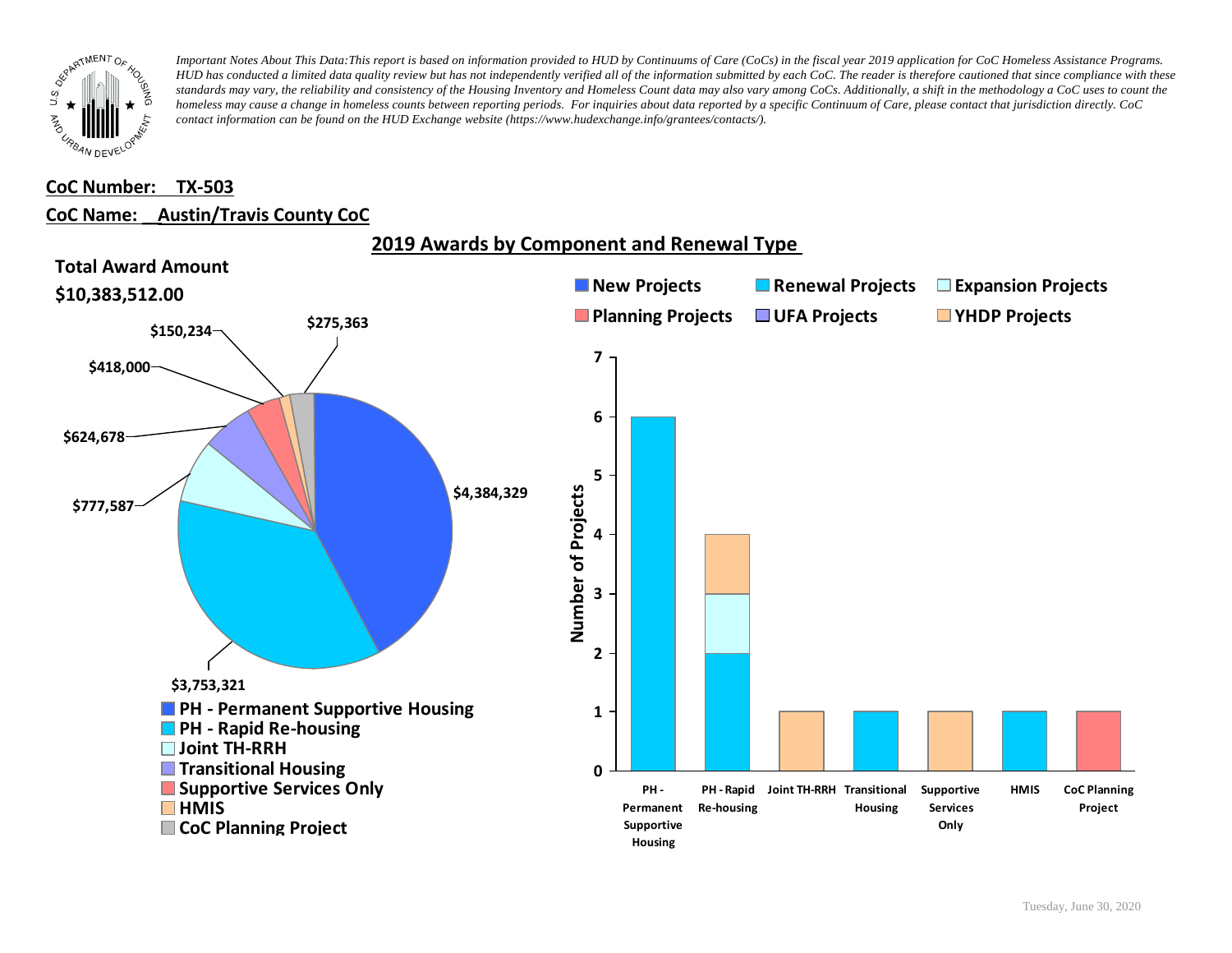*Important Notes About This Data:This report is based on information provided to HUD by Continuums of Care (CoCs) in the fiscal year 2019 application for CoC Homeless Assistance Programs. HUD has conducted a limited data quality review but has not independently verified all of the information submitted by each CoC. The reader is therefore cautioned that since compliance with these standards may vary, the reliability and consistency of the Housing Inventory and Homeless Count data may also vary among CoCs. Additionally, a shift in the methodology a CoC uses to count the homeless may cause a change in homeless counts between reporting periods. For inquiries about data reported by a specific Continuum of Care, please contact that jurisdiction directly. CoC contact information can be found on the HUD Exchange website (https://www.hudexchange.info/grantees/contacts/).*

**CoC Number: TX-503**

**CoC Name: Austin/Travis County CoC**

## 2019 Awards by Component and Renewal Type

**Total Award Amount**

**$10,383,512.00**

| Component | Award Amount |
|---|---|
| PH - Permanent Supportive Housing | $4,384,329 |
| PH - Rapid Re-housing | $3,753,321 |
| Joint TH-RRH | $777,587 |
| Transitional Housing | $624,678 |
| Supportive Services Only | $418,000 |
| HMIS | $150,234 |
| CoC Planning Project | $275,363 |

Number of Projects

| Component | New Projects | Renewal Projects | Expansion Projects | Planning Projects | UFA Projects | YHDP Projects |
|---|---|---|---|---|---|---|
| PH - Permanent Supportive Housing | | 6 | | | | |
| PH - Rapid Re-housing | | 2 | 1 | | | 1 |
| Joint TH-RRH | | | | | | 1 |
| Transitional Housing | | 1 | | | | |
| Supportive Services Only | | | | | | 1 |
| HMIS | | 1 | | | | |
| CoC Planning Project | | | | 1 | | |

Tuesday, June 30, 2020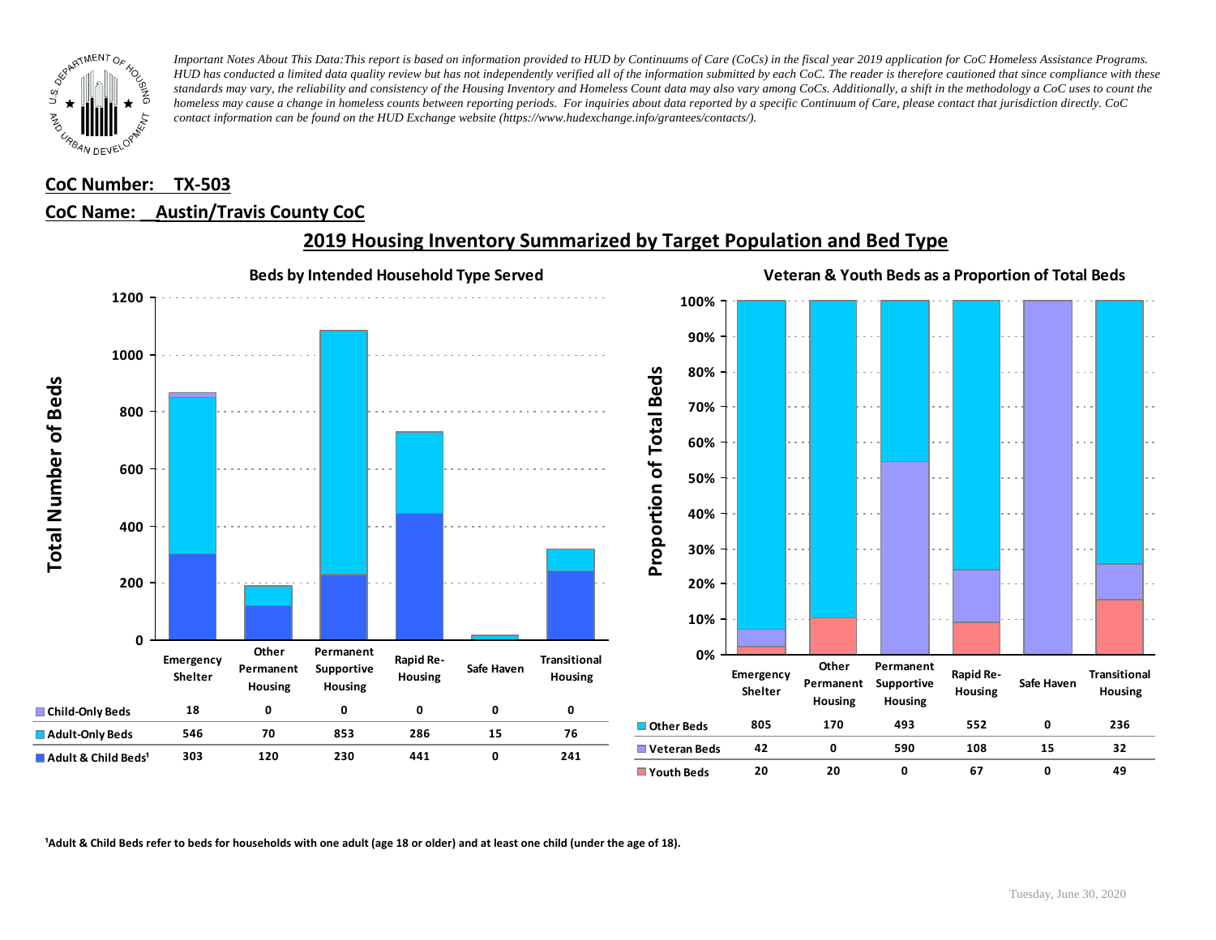*Important Notes About This Data: This report is based on information provided to HUD by Continuums of Care (CoCs) in the fiscal year 2019 application for CoC Homeless Assistance Programs. HUD has conducted a limited data quality review but has not independently verified all of the information submitted by each CoC. The reader is therefore cautioned that since compliance with these standards may vary, the reliability and consistency of the Housing Inventory and Homeless Count data may also vary among CoCs. Additionally, a shift in the methodology a CoC uses to count the homeless may cause a change in homeless counts between reporting periods. For inquiries about data reported by a specific Continuum of Care, please contact that jurisdiction directly. CoC contact information can be found on the HUD Exchange website (https://www.hudexchange.info/grantees/contacts/).*

**CoC Number: TX-503**

**CoC Name: Austin/Travis County CoC**

## 2019 Housing Inventory Summarized by Target Population and Bed Type

### Beds by Intended Household Type Served

| | Emergency Shelter | Other Permanent Housing | Permanent Supportive Housing | Rapid Re-Housing | Safe Haven | Transitional Housing |
|---|---|---|---|---|---|---|
| Child-Only Beds | 18 | 0 | 0 | 0 | 0 | 0 |
| Adult-Only Beds | 546 | 70 | 853 | 286 | 15 | 76 |
| Adult & Child Beds[1] | 303 | 120 | 230 | 441 | 0 | 241 |

### Veteran & Youth Beds as a Proportion of Total Beds

| | Emergency Shelter | Other Permanent Housing | Permanent Supportive Housing | Rapid Re-Housing | Safe Haven | Transitional Housing |
|---|---|---|---|---|---|---|
| Other Beds | 805 | 170 | 493 | 552 | 0 | 236 |
| Veteran Beds | 42 | 0 | 590 | 108 | 15 | 32 |
| Youth Beds | 20 | 20 | 0 | 67 | 0 | 49 |

[1]Adult & Child Beds refer to beds for households with one adult (age 18 or older) and at least one child (under the age of 18).

Tuesday, June 30, 2020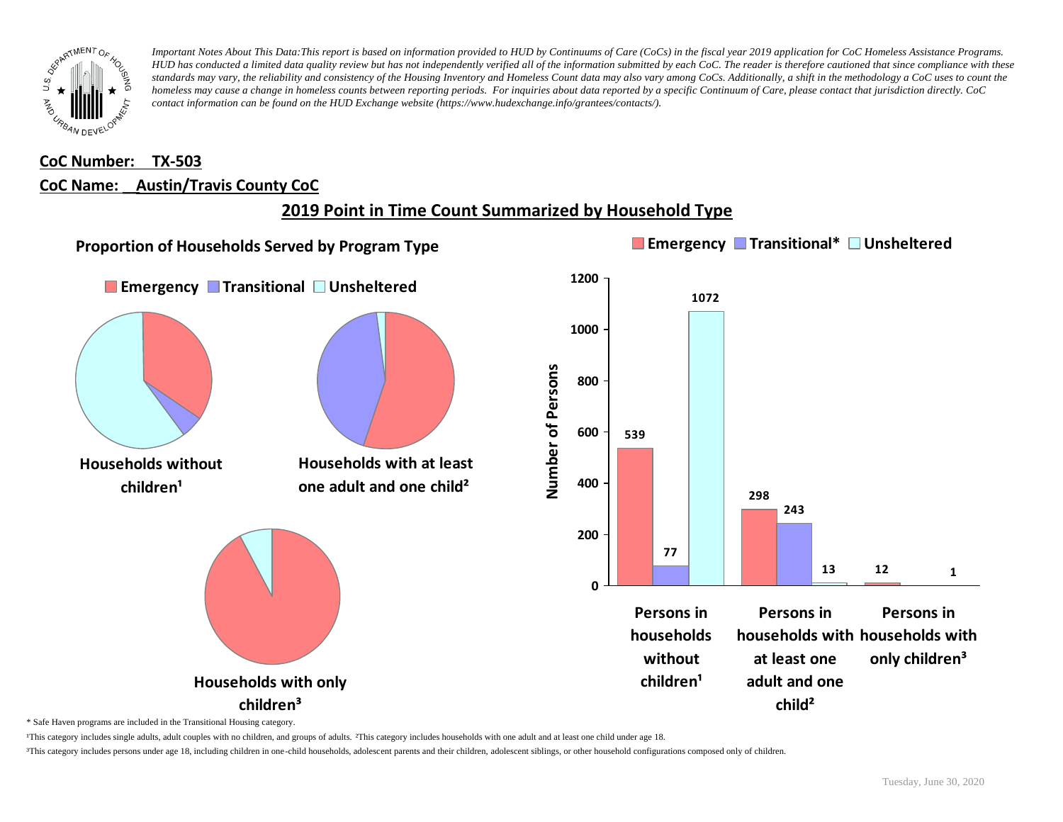*Important Notes About This Data:This report is based on information provided to HUD by Continuums of Care (CoCs) in the fiscal year 2019 application for CoC Homeless Assistance Programs. HUD has conducted a limited data quality review but has not independently verified all of the information submitted by each CoC. The reader is therefore cautioned that since compliance with these standards may vary, the reliability and consistency of the Housing Inventory and Homeless Count data may also vary among CoCs. Additionally, a shift in the methodology a CoC uses to count the homeless may cause a change in homeless counts between reporting periods. For inquiries about data reported by a specific Continuum of Care, please contact that jurisdiction directly. CoC contact information can be found on the HUD Exchange website (https://www.hudexchange.info/grantees/contacts/).*

**CoC Number: TX-503**

**CoC Name: Austin/Travis County CoC**

## 2019 Point in Time Count Summarized by Household Type

### Proportion of Households Served by Program Type

Emergency | Transitional | Unsheltered

**Households without children¹**

**Households with at least one adult and one child²**

**Households with only children³**

Emergency | Transitional* | Unsheltered

Number of Persons

| | Emergency | Transitional* | Unsheltered |
|---|---|---|---|
| Persons in households without children¹ | 539 | 77 | 1072 |
| Persons in households with at least one adult and one child² | 298 | 243 | 13 |
| Persons in households with only children³ | 12 | | 1 |

\* Safe Haven programs are included in the Transitional Housing category.

¹This category includes single adults, adult couples with no children, and groups of adults. ²This category includes households with one adult and at least one child under age 18.

³This category includes persons under age 18, including children in one-child households, adolescent parents and their children, adolescent siblings, or other household configurations composed only of children.

Tuesday, June 30, 2020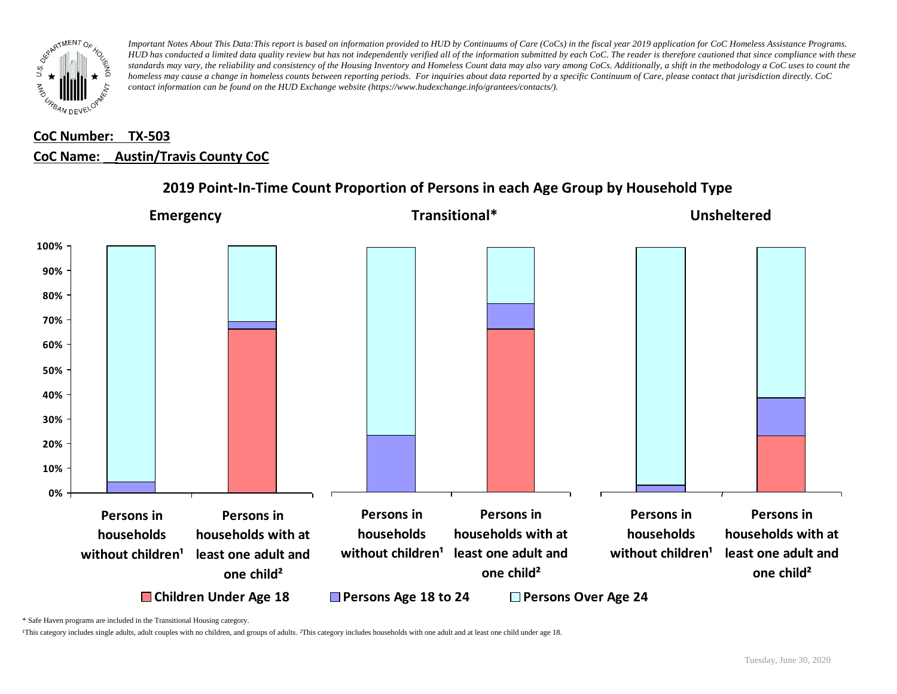*Important Notes About This Data:This report is based on information provided to HUD by Continuums of Care (CoCs) in the fiscal year 2019 application for CoC Homeless Assistance Programs. HUD has conducted a limited data quality review but has not independently verified all of the information submitted by each CoC. The reader is therefore cautioned that since compliance with these standards may vary, the reliability and consistency of the Housing Inventory and Homeless Count data may also vary among CoCs. Additionally, a shift in the methodology a CoC uses to count the homeless may cause a change in homeless counts between reporting periods. For inquiries about data reported by a specific Continuum of Care, please contact that jurisdiction directly. CoC contact information can be found on the HUD Exchange website (https://www.hudexchange.info/grantees/contacts/).*

**CoC Number: TX-503**

**CoC Name: Austin/Travis County CoC**

## 2019 Point-In-Time Count Proportion of Persons in each Age Group by Household Type

**Emergency** | **Transitional*** | **Unsheltered**

Categories (each group): Persons in households without children¹; Persons in households with at least one adult and one child²

Legend: Children Under Age 18; Persons Age 18 to 24; Persons Over Age 24

Axis: 0%, 10%, 20%, 30%, 40%, 50%, 60%, 70%, 80%, 90%, 100%

\* Safe Haven programs are included in the Transitional Housing category.

¹This category includes single adults, adult couples with no children, and groups of adults. ²This category includes households with one adult and at least one child under age 18.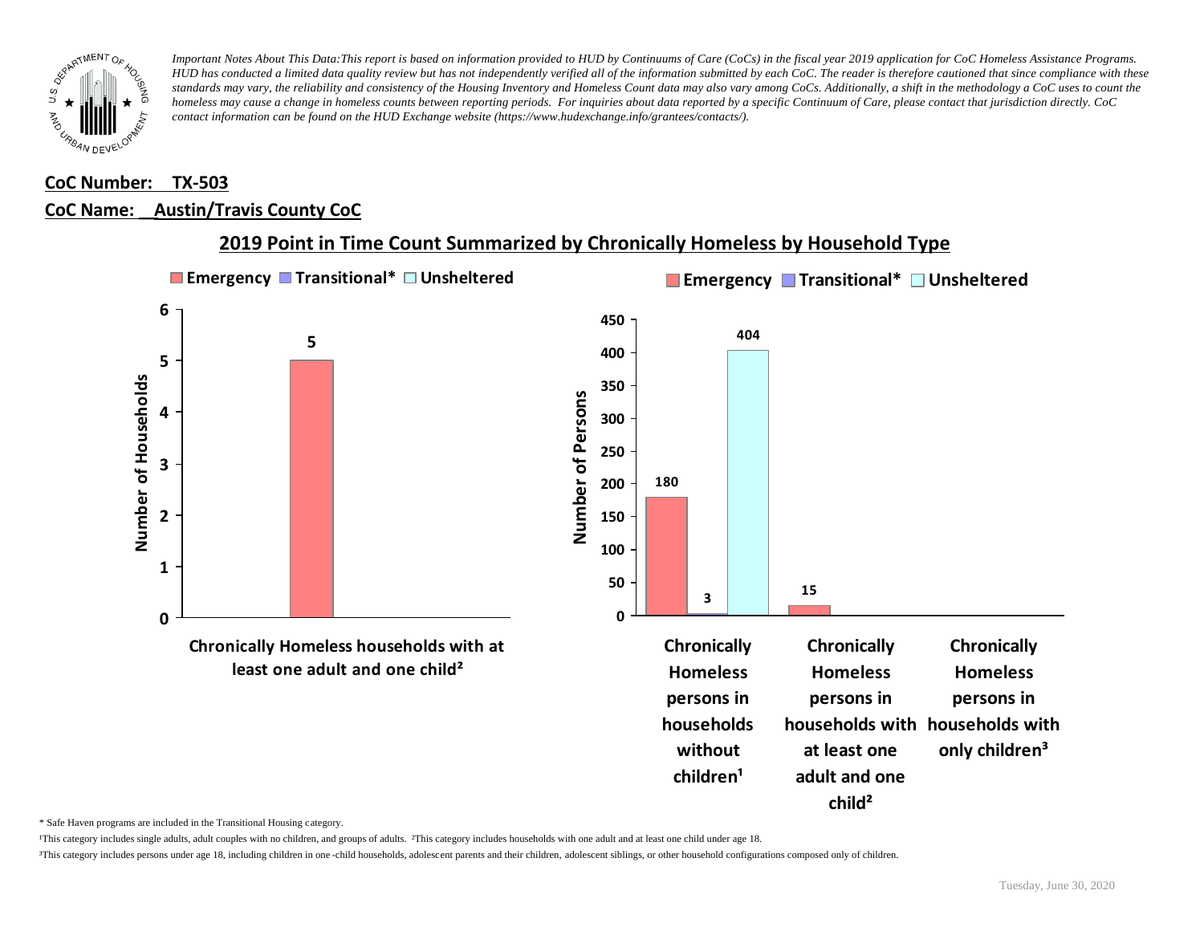*Important Notes About This Data:This report is based on information provided to HUD by Continuums of Care (CoCs) in the fiscal year 2019 application for CoC Homeless Assistance Programs. HUD has conducted a limited data quality review but has not independently verified all of the information submitted by each CoC. The reader is therefore cautioned that since compliance with these standards may vary, the reliability and consistency of the Housing Inventory and Homeless Count data may also vary among CoCs. Additionally, a shift in the methodology a CoC uses to count the homeless may cause a change in homeless counts between reporting periods. For inquiries about data reported by a specific Continuum of Care, please contact that jurisdiction directly. CoC contact information can be found on the HUD Exchange website (https://www.hudexchange.info/grantees/contacts/).*

**CoC Number: TX-503**

**CoC Name: Austin/Travis County CoC**

## 2019 Point in Time Count Summarized by Chronically Homeless by Household Type

**Number of Households**

| | Emergency | Transitional* | Unsheltered |
|---|---|---|---|
| Chronically Homeless households with at least one adult and one child[2] | | 5 | |

**Number of Persons**

| | Emergency | Transitional* | Unsheltered |
|---|---|---|---|
| Chronically Homeless persons in households without children[1] | 180 | 3 | 404 |
| Chronically Homeless persons in households with at least one adult and one child[2] | 15 | | |
| Chronically Homeless persons in households with only children[3] | | | |

\* Safe Haven programs are included in the Transitional Housing category.

[1]This category includes single adults, adult couples with no children, and groups of adults. [2]This category includes households with one adult and at least one child under age 18.

[3]This category includes persons under age 18, including children in one-child households, adolescent parents and their children, adolescent siblings, or other household configurations composed only of children.

Tuesday, June 30, 2020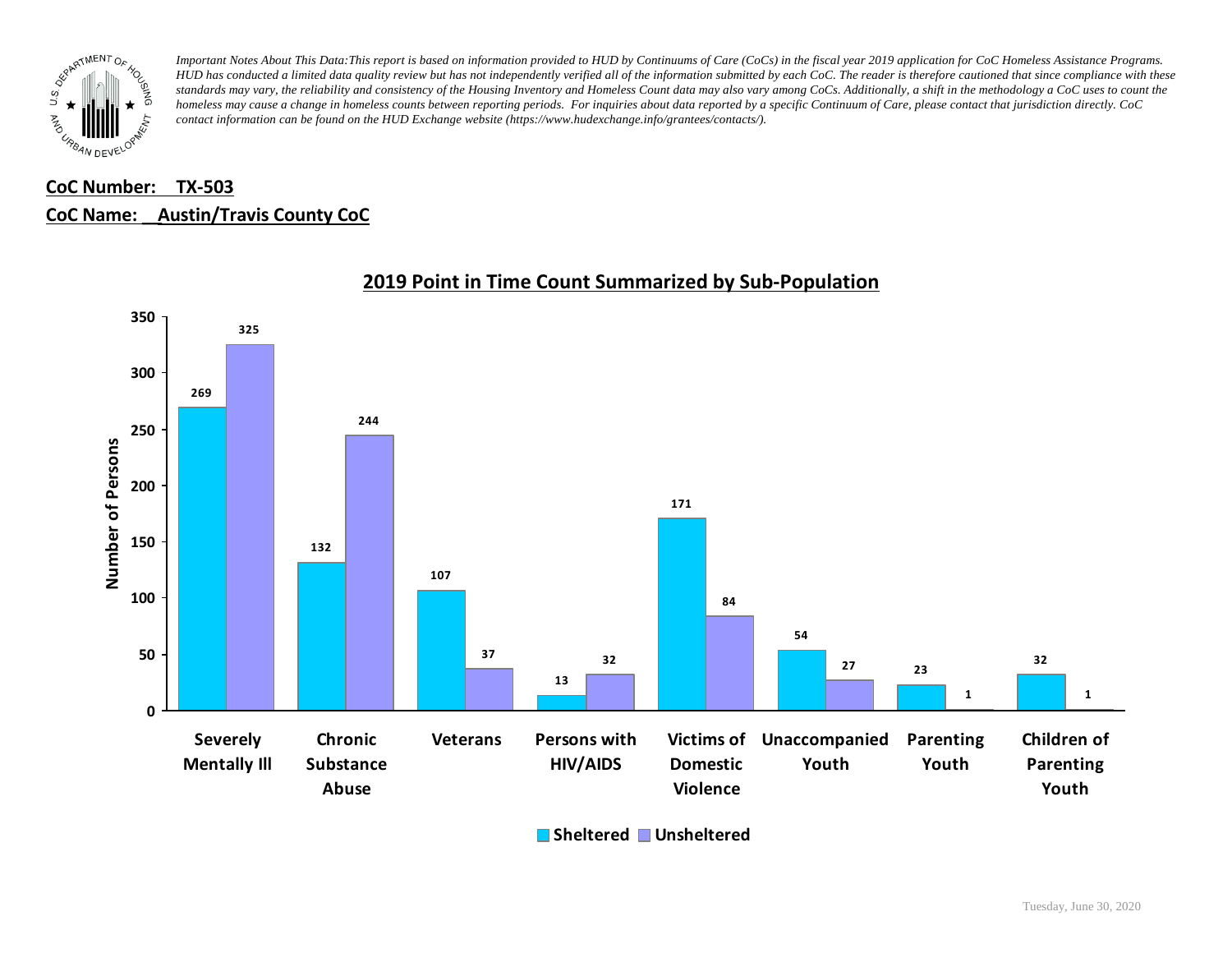*Important Notes About This Data:This report is based on information provided to HUD by Continuums of Care (CoCs) in the fiscal year 2019 application for CoC Homeless Assistance Programs. HUD has conducted a limited data quality review but has not independently verified all of the information submitted by each CoC. The reader is therefore cautioned that since compliance with these standards may vary, the reliability and consistency of the Housing Inventory and Homeless Count data may also vary among CoCs. Additionally, a shift in the methodology a CoC uses to count the homeless may cause a change in homeless counts between reporting periods. For inquiries about data reported by a specific Continuum of Care, please contact that jurisdiction directly. CoC contact information can be found on the HUD Exchange website (https://www.hudexchange.info/grantees/contacts/).*

**CoC Number: TX-503**

**CoC Name: Austin/Travis County CoC**

## 2019 Point in Time Count Summarized by Sub-Population

Number of Persons

0
50
100
150
200
250
300
350

Severely Mentally Ill: 269, 325

Chronic Substance Abuse: 132, 244

Veterans: 107, 37

Persons with HIV/AIDS: 13, 32

Victims of Domestic Violence: 171, 84

Unaccompanied Youth: 54, 27

Parenting Youth: 23, 1

Children of Parenting Youth: 32, 1

Sheltered, Unsheltered

Tuesday, June 30, 2020